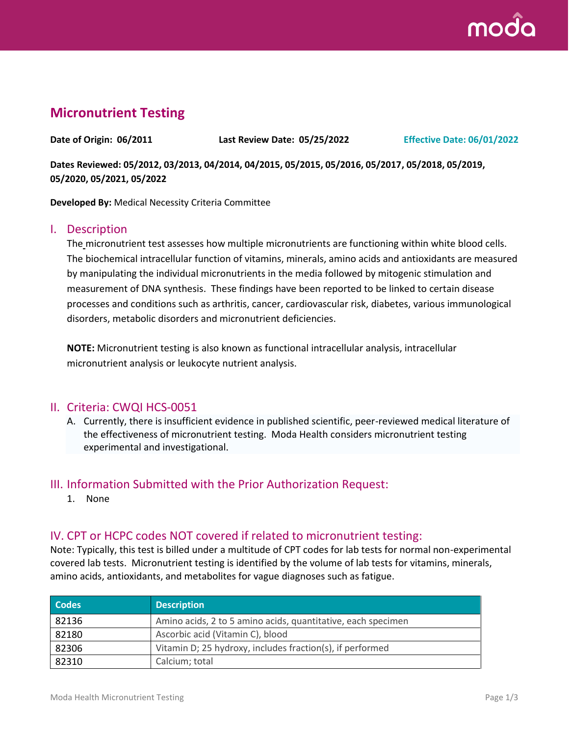# Micronutrient Testing

**Date of Origin: 06/2011** **Last Review Date: 05/25/2022** **Effective Date: 06/01/2022**

**Dates Reviewed: 05/2012, 03/2013, 04/2014, 04/2015, 05/2015, 05/2016, 05/2017, 05/2018, 05/2019, 05/2020, 05/2021, 05/2022**

**Developed By:** Medical Necessity Criteria Committee

## I. Description

The micronutrient test assesses how multiple micronutrients are functioning within white blood cells. The biochemical intracellular function of vitamins, minerals, amino acids and antioxidants are measured by manipulating the individual micronutrients in the media followed by mitogenic stimulation and measurement of DNA synthesis. These findings have been reported to be linked to certain disease processes and conditions such as arthritis, cancer, cardiovascular risk, diabetes, various immunological disorders, metabolic disorders and micronutrient deficiencies.

**NOTE:** Micronutrient testing is also known as functional intracellular analysis, intracellular micronutrient analysis or leukocyte nutrient analysis.

## II. Criteria: CWQI HCS-0051

A. Currently, there is insufficient evidence in published scientific, peer-reviewed medical literature of the effectiveness of micronutrient testing. Moda Health considers micronutrient testing experimental and investigational.

## III. Information Submitted with the Prior Authorization Request:

1. None

## IV. CPT or HCPC codes NOT covered if related to micronutrient testing:

Note: Typically, this test is billed under a multitude of CPT codes for lab tests for normal non-experimental covered lab tests. Micronutrient testing is identified by the volume of lab tests for vitamins, minerals, amino acids, antioxidants, and metabolites for vague diagnoses such as fatigue.

| Codes | Description |
|---|---|
| 82136 | Amino acids, 2 to 5 amino acids, quantitative, each specimen |
| 82180 | Ascorbic acid (Vitamin C), blood |
| 82306 | Vitamin D; 25 hydroxy, includes fraction(s), if performed |
| 82310 | Calcium; total |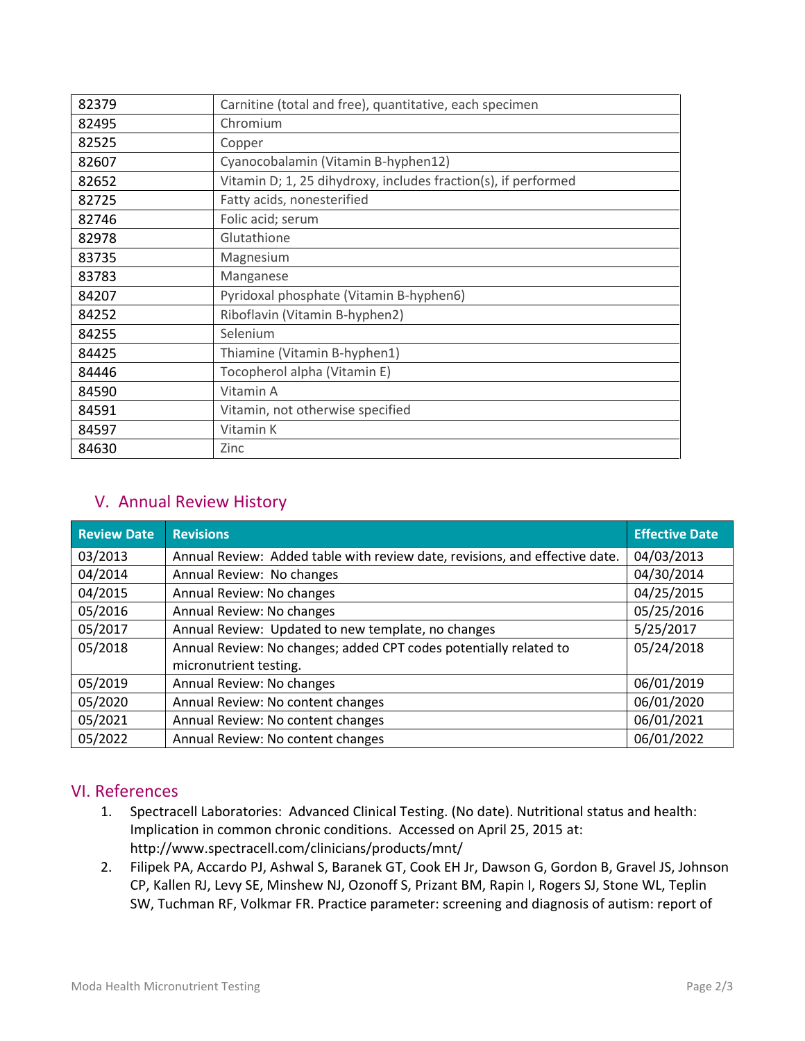| | |
|---|---|
| 82379 | Carnitine (total and free), quantitative, each specimen |
| 82495 | Chromium |
| 82525 | Copper |
| 82607 | Cyanocobalamin (Vitamin B-hyphen12) |
| 82652 | Vitamin D; 1, 25 dihydroxy, includes fraction(s), if performed |
| 82725 | Fatty acids, nonesterified |
| 82746 | Folic acid; serum |
| 82978 | Glutathione |
| 83735 | Magnesium |
| 83783 | Manganese |
| 84207 | Pyridoxal phosphate (Vitamin B-hyphen6) |
| 84252 | Riboflavin (Vitamin B-hyphen2) |
| 84255 | Selenium |
| 84425 | Thiamine (Vitamin B-hyphen1) |
| 84446 | Tocopherol alpha (Vitamin E) |
| 84590 | Vitamin A |
| 84591 | Vitamin, not otherwise specified |
| 84597 | Vitamin K |
| 84630 | Zinc |

## V. Annual Review History

| Review Date | Revisions | Effective Date |
|---|---|---|
| 03/2013 | Annual Review: Added table with review date, revisions, and effective date. | 04/03/2013 |
| 04/2014 | Annual Review: No changes | 04/30/2014 |
| 04/2015 | Annual Review: No changes | 04/25/2015 |
| 05/2016 | Annual Review: No changes | 05/25/2016 |
| 05/2017 | Annual Review: Updated to new template, no changes | 5/25/2017 |
| 05/2018 | Annual Review: No changes; added CPT codes potentially related to micronutrient testing. | 05/24/2018 |
| 05/2019 | Annual Review: No changes | 06/01/2019 |
| 05/2020 | Annual Review: No content changes | 06/01/2020 |
| 05/2021 | Annual Review: No content changes | 06/01/2021 |
| 05/2022 | Annual Review: No content changes | 06/01/2022 |

## VI. References

1. Spectracell Laboratories: Advanced Clinical Testing. (No date). Nutritional status and health: Implication in common chronic conditions. Accessed on April 25, 2015 at: http://www.spectracell.com/clinicians/products/mnt/
2. Filipek PA, Accardo PJ, Ashwal S, Baranek GT, Cook EH Jr, Dawson G, Gordon B, Gravel JS, Johnson CP, Kallen RJ, Levy SE, Minshew NJ, Ozonoff S, Prizant BM, Rapin I, Rogers SJ, Stone WL, Teplin SW, Tuchman RF, Volkmar FR. Practice parameter: screening and diagnosis of autism: report of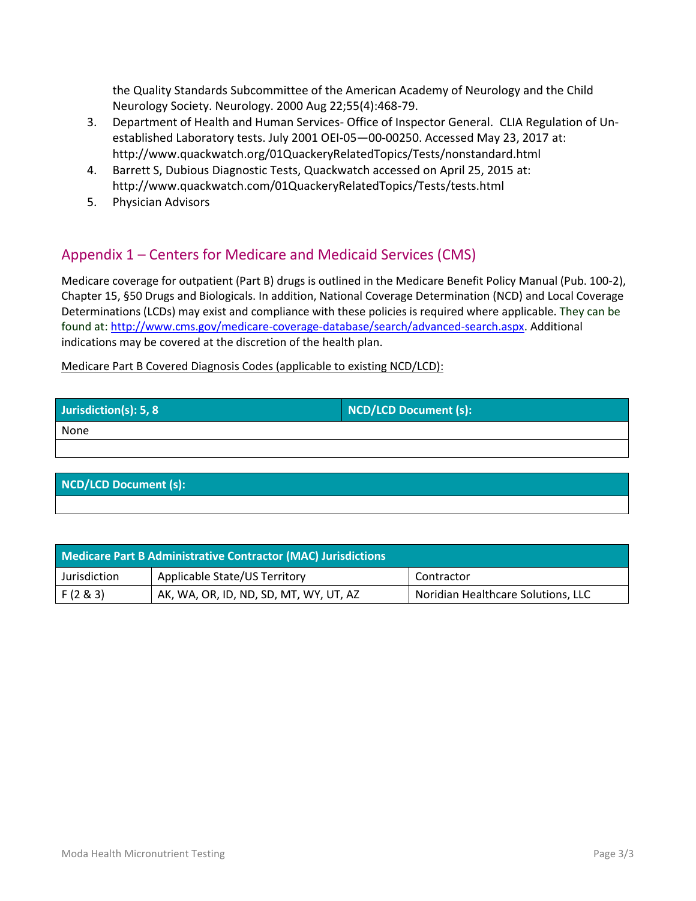the Quality Standards Subcommittee of the American Academy of Neurology and the Child Neurology Society. Neurology. 2000 Aug 22;55(4):468-79.

3. Department of Health and Human Services- Office of Inspector General. CLIA Regulation of Un-established Laboratory tests. July 2001 OEI-05—00-00250. Accessed May 23, 2017 at: http://www.quackwatch.org/01QuackeryRelatedTopics/Tests/nonstandard.html
4. Barrett S, Dubious Diagnostic Tests, Quackwatch accessed on April 25, 2015 at: http://www.quackwatch.com/01QuackeryRelatedTopics/Tests/tests.html
5. Physician Advisors

## Appendix 1 – Centers for Medicare and Medicaid Services (CMS)

Medicare coverage for outpatient (Part B) drugs is outlined in the Medicare Benefit Policy Manual (Pub. 100-2), Chapter 15, §50 Drugs and Biologicals. In addition, National Coverage Determination (NCD) and Local Coverage Determinations (LCDs) may exist and compliance with these policies is required where applicable. They can be found at: [http://www.cms.gov/medicare-coverage-database/search/advanced-search.aspx](http://www.cms.gov/medicare-coverage-database/search/advanced-search.aspx). Additional indications may be covered at the discretion of the health plan.

Medicare Part B Covered Diagnosis Codes (applicable to existing NCD/LCD):

| **Jurisdiction(s): 5, 8** | **NCD/LCD Document (s):** |
|---|---|
| None | |
| | |

| **NCD/LCD Document (s):** |
|---|
| |

| **Medicare Part B Administrative Contractor (MAC) Jurisdictions** | | |
|---|---|---|
| Jurisdiction | Applicable State/US Territory | Contractor |
| F (2 & 3) | AK, WA, OR, ID, ND, SD, MT, WY, UT, AZ | Noridian Healthcare Solutions, LLC |